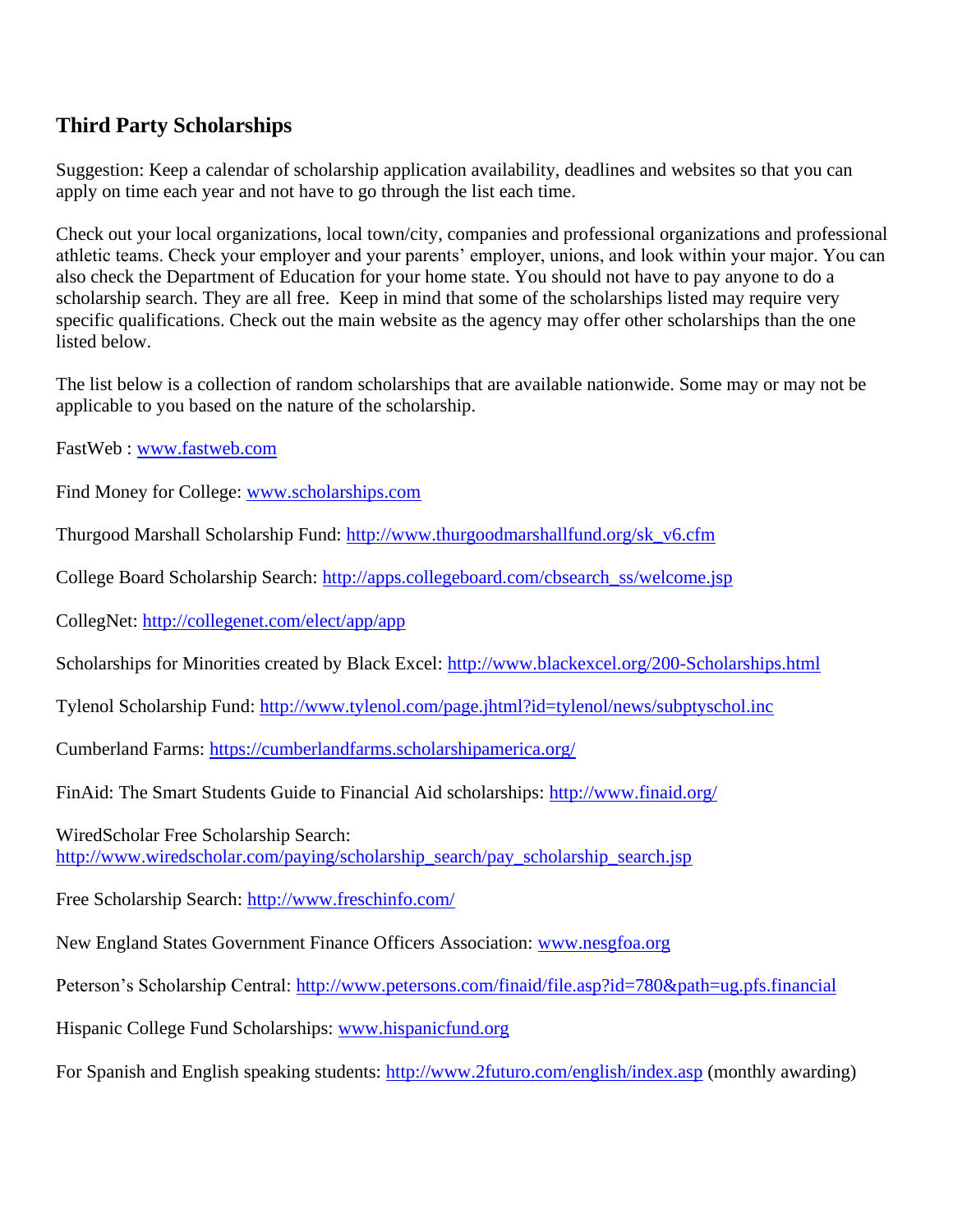## Third Party Scholarships

Suggestion: Keep a calendar of scholarship application availability, deadlines and websites so that you can apply on time each year and not have to go through the list each time.

Check out your local organizations, local town/city, companies and professional organizations and professional athletic teams. Check your employer and your parents' employer, unions, and look within your major. You can also check the Department of Education for your home state. You should not have to pay anyone to do a scholarship search. They are all free. Keep in mind that some of the scholarships listed may require very specific qualifications. Check out the main website as the agency may offer other scholarships than the one listed below.

The list below is a collection of random scholarships that are available nationwide. Some may or may not be applicable to you based on the nature of the scholarship.

FastWeb : www.fastweb.com

Find Money for College: www.scholarships.com

Thurgood Marshall Scholarship Fund: http://www.thurgoodmarshallfund.org/sk_v6.cfm

College Board Scholarship Search: http://apps.collegeboard.com/cbsearch_ss/welcome.jsp

CollegNet: http://collegenet.com/elect/app/app

Scholarships for Minorities created by Black Excel: http://www.blackexcel.org/200-Scholarships.html

Tylenol Scholarship Fund: http://www.tylenol.com/page.jhtml?id=tylenol/news/subptyschol.inc

Cumberland Farms: https://cumberlandfarms.scholarshipamerica.org/

FinAid: The Smart Students Guide to Financial Aid scholarships: http://www.finaid.org/

WiredScholar Free Scholarship Search:
http://www.wiredscholar.com/paying/scholarship_search/pay_scholarship_search.jsp

Free Scholarship Search: http://www.freschinfo.com/

New England States Government Finance Officers Association: www.nesgfoa.org

Peterson's Scholarship Central: http://www.petersons.com/finaid/file.asp?id=780&path=ug.pfs.financial

Hispanic College Fund Scholarships: www.hispanicfund.org

For Spanish and English speaking students: http://www.2futuro.com/english/index.asp (monthly awarding)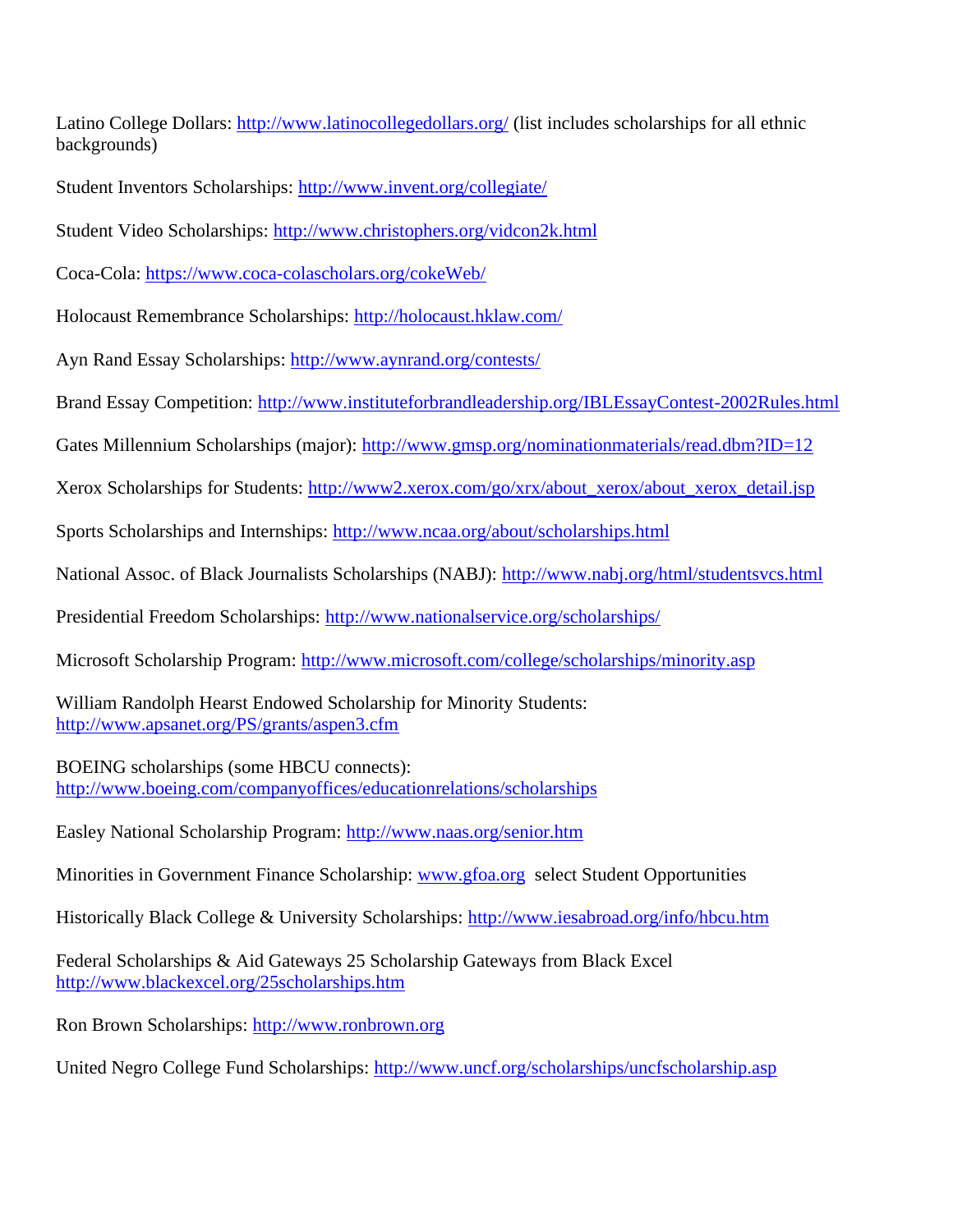Latino College Dollars: http://www.latinocollegedollars.org/ (list includes scholarships for all ethnic backgrounds)

Student Inventors Scholarships: http://www.invent.org/collegiate/

Student Video Scholarships: http://www.christophers.org/vidcon2k.html

Coca-Cola: https://www.coca-colascholars.org/cokeWeb/

Holocaust Remembrance Scholarships: http://holocaust.hklaw.com/

Ayn Rand Essay Scholarships: http://www.aynrand.org/contests/

Brand Essay Competition: http://www.instituteforbrandleadership.org/IBLEssayContest-2002Rules.html

Gates Millennium Scholarships (major): http://www.gmsp.org/nominationmaterials/read.dbm?ID=12

Xerox Scholarships for Students: http://www2.xerox.com/go/xrx/about_xerox/about_xerox_detail.jsp

Sports Scholarships and Internships: http://www.ncaa.org/about/scholarships.html

National Assoc. of Black Journalists Scholarships (NABJ): http://www.nabj.org/html/studentsvcs.html

Presidential Freedom Scholarships: http://www.nationalservice.org/scholarships/

Microsoft Scholarship Program: http://www.microsoft.com/college/scholarships/minority.asp

William Randolph Hearst Endowed Scholarship for Minority Students: http://www.apsanet.org/PS/grants/aspen3.cfm

BOEING scholarships (some HBCU connects): http://www.boeing.com/companyoffices/educationrelations/scholarships

Easley National Scholarship Program: http://www.naas.org/senior.htm

Minorities in Government Finance Scholarship: www.gfoa.org select Student Opportunities

Historically Black College & University Scholarships: http://www.iesabroad.org/info/hbcu.htm

Federal Scholarships & Aid Gateways 25 Scholarship Gateways from Black Excel http://www.blackexcel.org/25scholarships.htm

Ron Brown Scholarships: http://www.ronbrown.org

United Negro College Fund Scholarships: http://www.uncf.org/scholarships/uncfscholarship.asp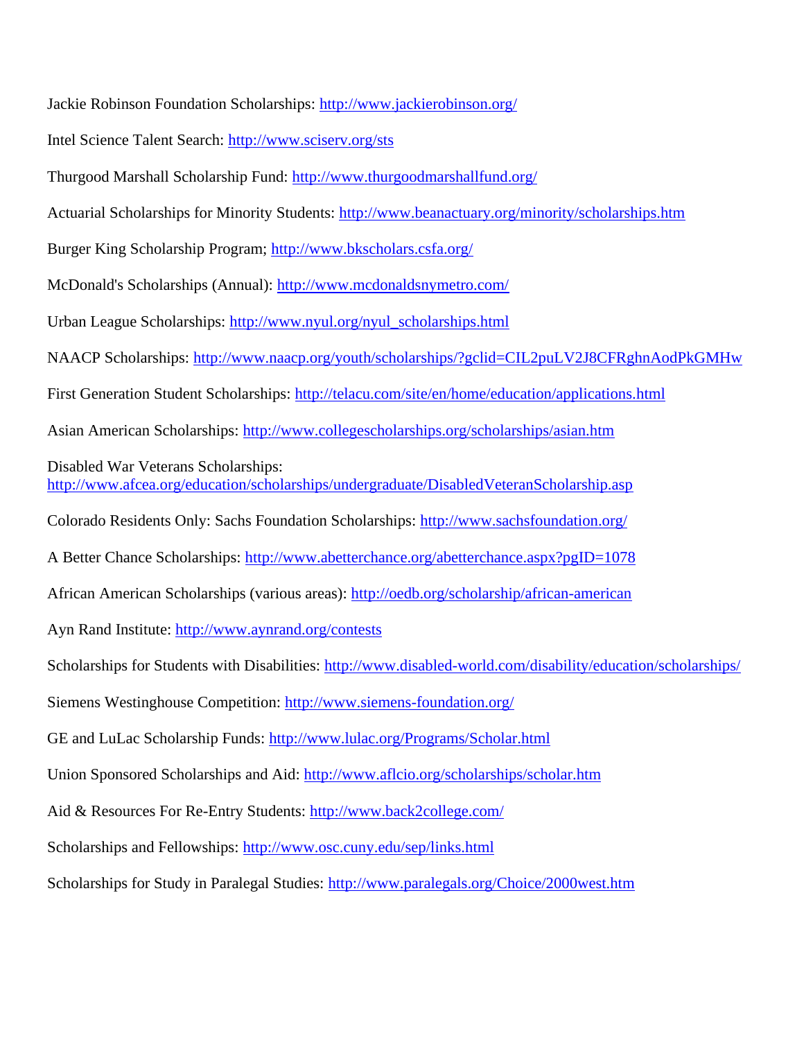Jackie Robinson Foundation Scholarships: http://www.jackierobinson.org/

Intel Science Talent Search: http://www.sciserv.org/sts

Thurgood Marshall Scholarship Fund: http://www.thurgoodmarshallfund.org/

Actuarial Scholarships for Minority Students: http://www.beanactuary.org/minority/scholarships.htm

Burger King Scholarship Program; http://www.bkscholars.csfa.org/

McDonald's Scholarships (Annual): http://www.mcdonaldsnymetro.com/

Urban League Scholarships: http://www.nyul.org/nyul_scholarships.html

NAACP Scholarships: http://www.naacp.org/youth/scholarships/?gclid=CIL2puLV2J8CFRghnAodPkGMHw

First Generation Student Scholarships: http://telacu.com/site/en/home/education/applications.html

Asian American Scholarships: http://www.collegescholarships.org/scholarships/asian.htm

Disabled War Veterans Scholarships:
http://www.afcea.org/education/scholarships/undergraduate/DisabledVeteranScholarship.asp

Colorado Residents Only: Sachs Foundation Scholarships: http://www.sachsfoundation.org/

A Better Chance Scholarships: http://www.abetterchance.org/abetterchance.aspx?pgID=1078

African American Scholarships (various areas): http://oedb.org/scholarship/african-american

Ayn Rand Institute: http://www.aynrand.org/contests

Scholarships for Students with Disabilities: http://www.disabled-world.com/disability/education/scholarships/

Siemens Westinghouse Competition: http://www.siemens-foundation.org/

GE and LuLac Scholarship Funds: http://www.lulac.org/Programs/Scholar.html

Union Sponsored Scholarships and Aid: http://www.aflcio.org/scholarships/scholar.htm

Aid & Resources For Re-Entry Students: http://www.back2college.com/

Scholarships and Fellowships: http://www.osc.cuny.edu/sep/links.html

Scholarships for Study in Paralegal Studies: http://www.paralegals.org/Choice/2000west.htm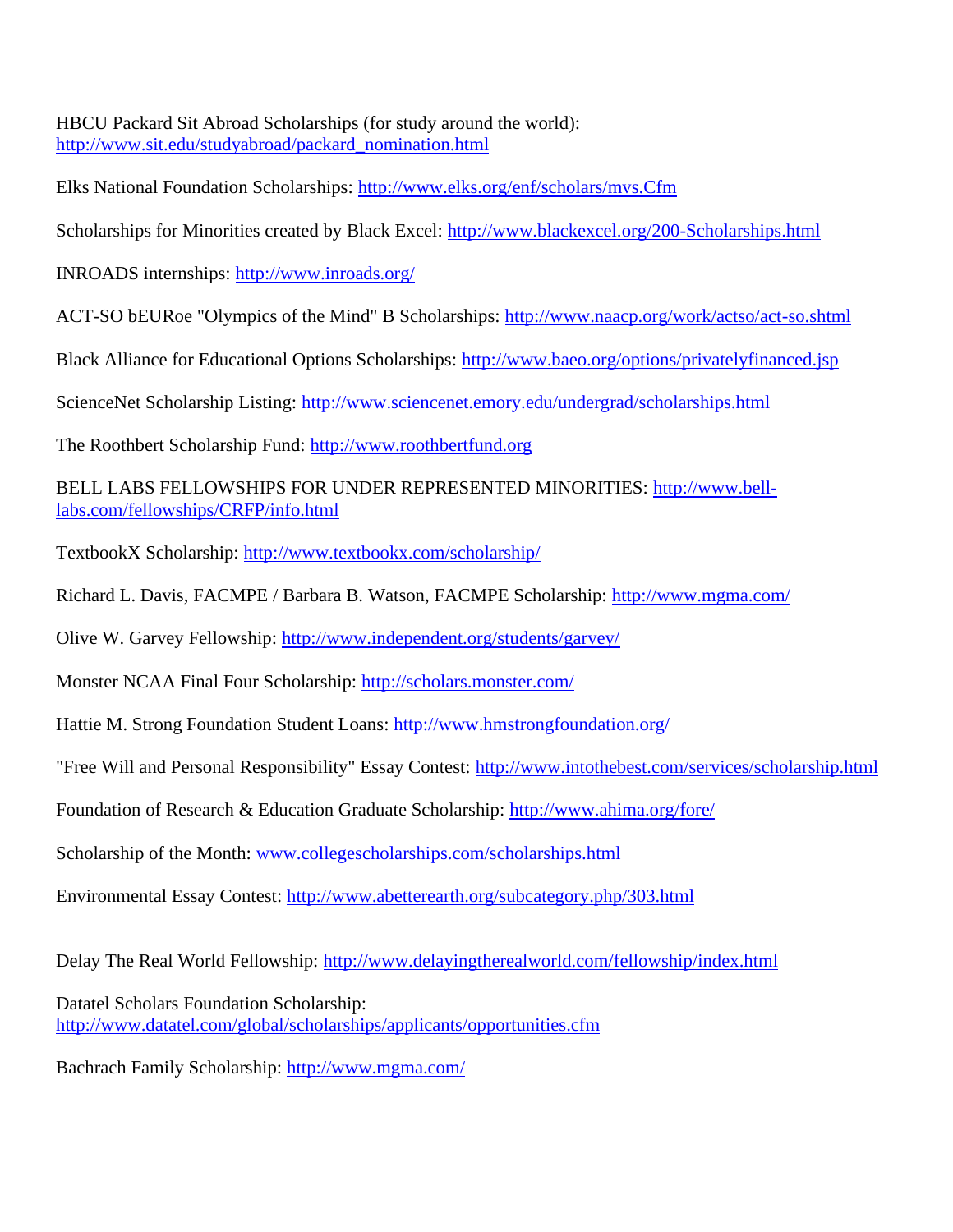HBCU Packard Sit Abroad Scholarships (for study around the world): http://www.sit.edu/studyabroad/packard_nomination.html

Elks National Foundation Scholarships: http://www.elks.org/enf/scholars/mvs.Cfm

Scholarships for Minorities created by Black Excel: http://www.blackexcel.org/200-Scholarships.html

INROADS internships: http://www.inroads.org/

ACT-SO bEURoe "Olympics of the Mind" B Scholarships: http://www.naacp.org/work/actso/act-so.shtml

Black Alliance for Educational Options Scholarships: http://www.baeo.org/options/privatelyfinanced.jsp

ScienceNet Scholarship Listing: http://www.sciencenet.emory.edu/undergrad/scholarships.html

The Roothbert Scholarship Fund: http://www.roothbertfund.org

BELL LABS FELLOWSHIPS FOR UNDER REPRESENTED MINORITIES: http://www.bell-labs.com/fellowships/CRFP/info.html

TextbookX Scholarship: http://www.textbookx.com/scholarship/

Richard L. Davis, FACMPE / Barbara B. Watson, FACMPE Scholarship: http://www.mgma.com/

Olive W. Garvey Fellowship: http://www.independent.org/students/garvey/

Monster NCAA Final Four Scholarship: http://scholars.monster.com/

Hattie M. Strong Foundation Student Loans: http://www.hmstrongfoundation.org/

"Free Will and Personal Responsibility" Essay Contest: http://www.intothebest.com/services/scholarship.html

Foundation of Research & Education Graduate Scholarship: http://www.ahima.org/fore/

Scholarship of the Month: www.collegescholarships.com/scholarships.html

Environmental Essay Contest: http://www.abetterearth.org/subcategory.php/303.html

Delay The Real World Fellowship: http://www.delayingtherealworld.com/fellowship/index.html

Datatel Scholars Foundation Scholarship: http://www.datatel.com/global/scholarships/applicants/opportunities.cfm

Bachrach Family Scholarship: http://www.mgma.com/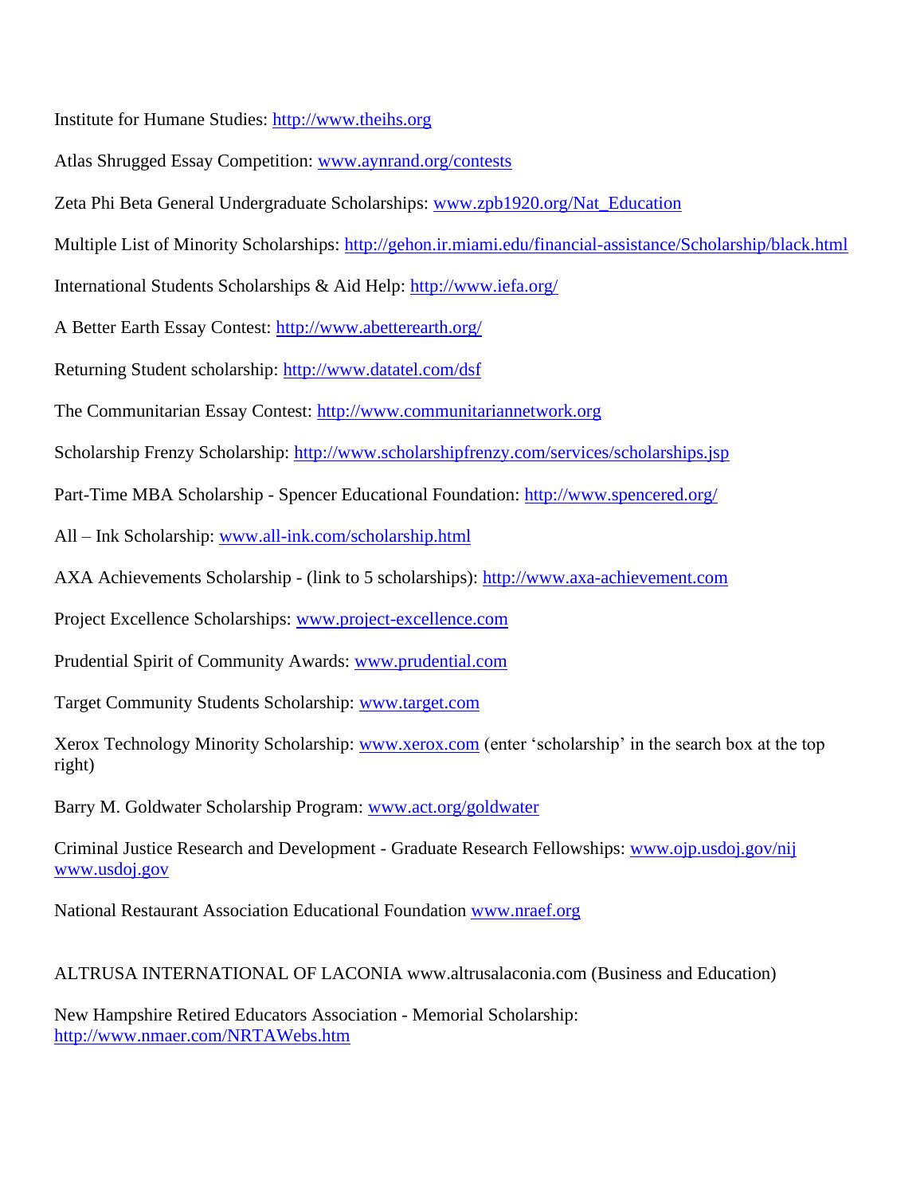Institute for Humane Studies: http://www.theihs.org

Atlas Shrugged Essay Competition: www.aynrand.org/contests

Zeta Phi Beta General Undergraduate Scholarships: www.zpb1920.org/Nat_Education

Multiple List of Minority Scholarships: http://gehon.ir.miami.edu/financial-assistance/Scholarship/black.html

International Students Scholarships & Aid Help: http://www.iefa.org/

A Better Earth Essay Contest: http://www.abetterearth.org/

Returning Student scholarship: http://www.datatel.com/dsf

The Communitarian Essay Contest: http://www.communitariannetwork.org

Scholarship Frenzy Scholarship: http://www.scholarshipfrenzy.com/services/scholarships.jsp

Part-Time MBA Scholarship - Spencer Educational Foundation: http://www.spencered.org/

All – Ink Scholarship: www.all-ink.com/scholarship.html

AXA Achievements Scholarship - (link to 5 scholarships): http://www.axa-achievement.com

Project Excellence Scholarships: www.project-excellence.com

Prudential Spirit of Community Awards: www.prudential.com

Target Community Students Scholarship: www.target.com

Xerox Technology Minority Scholarship: www.xerox.com (enter 'scholarship' in the search box at the top right)

Barry M. Goldwater Scholarship Program: www.act.org/goldwater

Criminal Justice Research and Development - Graduate Research Fellowships: www.ojp.usdoj.gov/nij www.usdoj.gov

National Restaurant Association Educational Foundation www.nraef.org

ALTRUSA INTERNATIONAL OF LACONIA www.altrusalaconia.com (Business and Education)

New Hampshire Retired Educators Association - Memorial Scholarship: http://www.nmaer.com/NRTAWebs.htm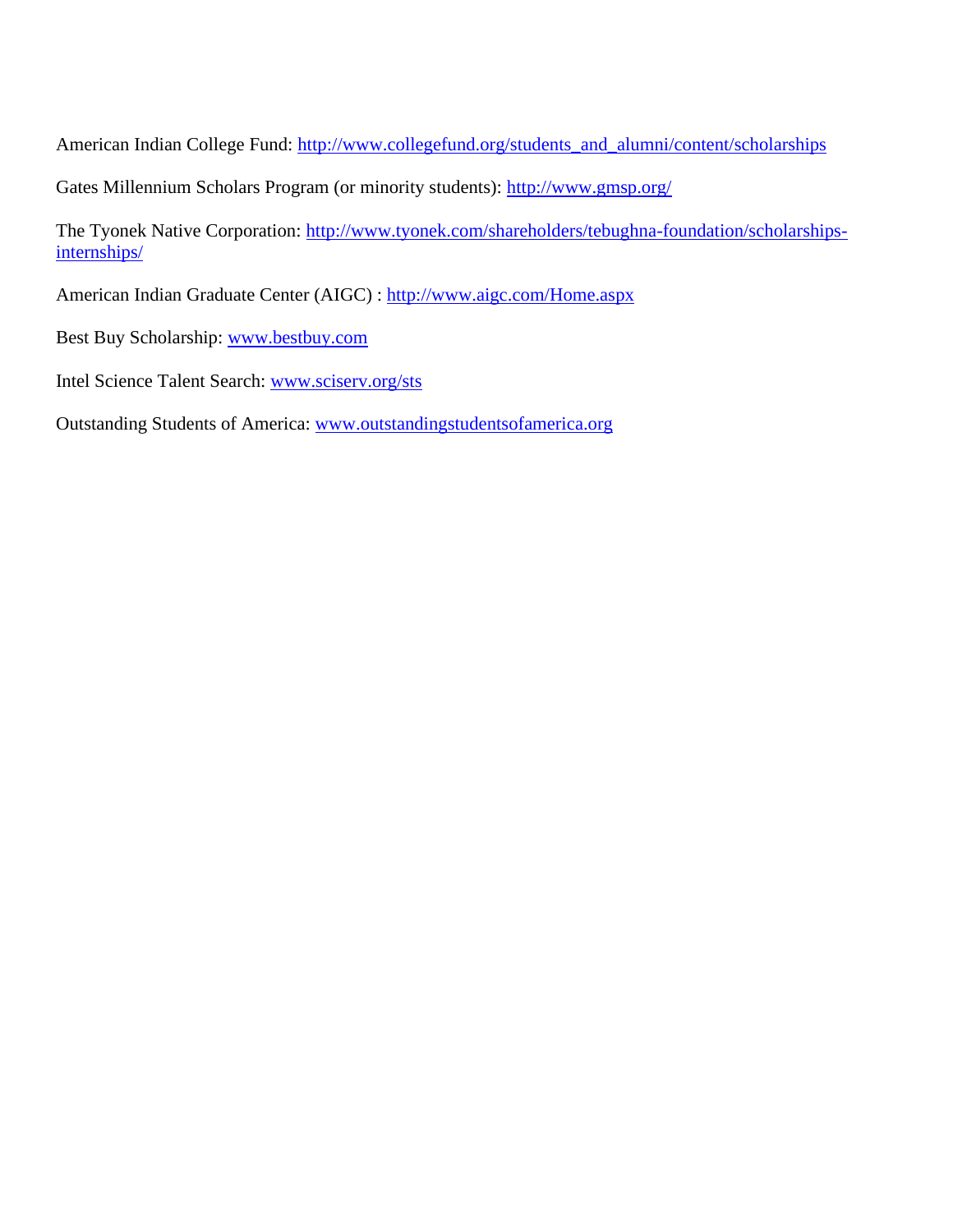American Indian College Fund: [http://www.collegefund.org/students_and_alumni/content/scholarships](http://www.collegefund.org/students_and_alumni/content/scholarships)

Gates Millennium Scholars Program (or minority students): [http://www.gmsp.org/](http://www.gmsp.org/)

The Tyonek Native Corporation: [http://www.tyonek.com/shareholders/tebughna-foundation/scholarships-internships/](http://www.tyonek.com/shareholders/tebughna-foundation/scholarships-internships/)

American Indian Graduate Center (AIGC) : [http://www.aigc.com/Home.aspx](http://www.aigc.com/Home.aspx)

Best Buy Scholarship: [www.bestbuy.com](www.bestbuy.com)

Intel Science Talent Search: [www.sciserv.org/sts](www.sciserv.org/sts)

Outstanding Students of America: [www.outstandingstudentsofamerica.org](www.outstandingstudentsofamerica.org)